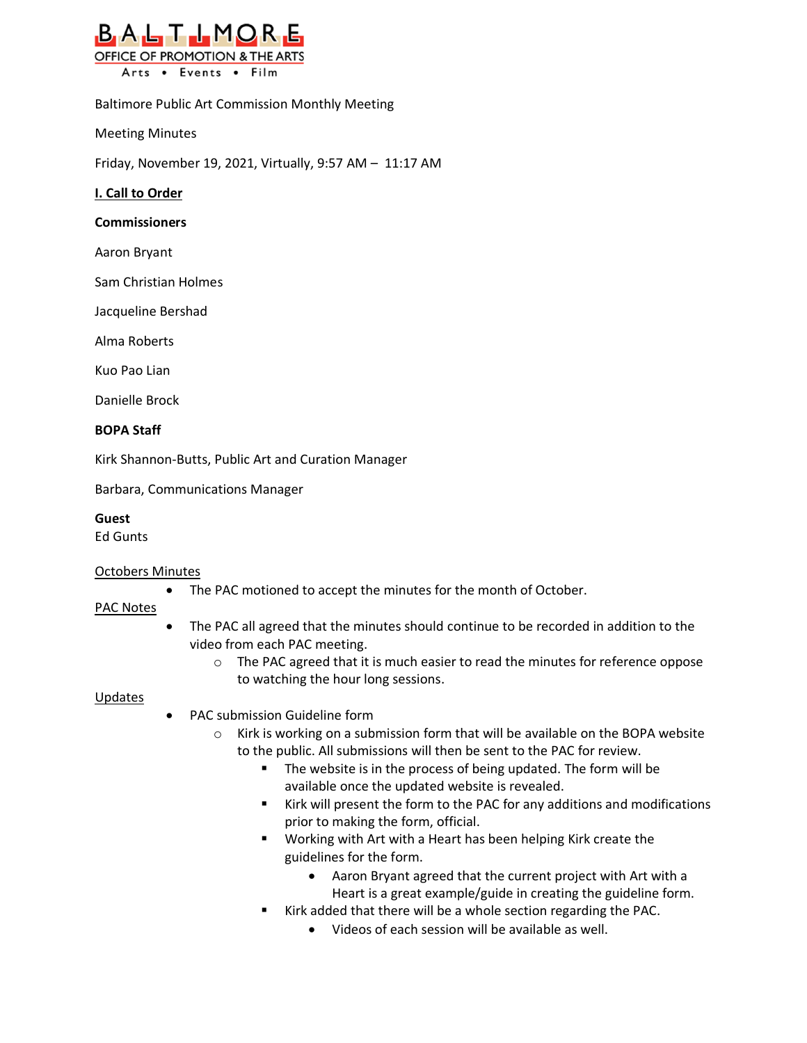BALTIMORE
OFFICE OF PROMOTION & THE ARTS
Arts • Events • Film

Baltimore Public Art Commission Monthly Meeting

Meeting Minutes

Friday, November 19, 2021, Virtually, 9:57 AM – 11:17 AM

## I. Call to Order

**Commissioners**

Aaron Bryant

Sam Christian Holmes

Jacqueline Bershad

Alma Roberts

Kuo Pao Lian

Danielle Brock

**BOPA Staff**

Kirk Shannon-Butts, Public Art and Curation Manager

Barbara, Communications Manager

**Guest**
Ed Gunts

Octobers Minutes

- The PAC motioned to accept the minutes for the month of October.

PAC Notes

- The PAC all agreed that the minutes should continue to be recorded in addition to the video from each PAC meeting.
    - The PAC agreed that it is much easier to read the minutes for reference oppose to watching the hour long sessions.

Updates

- PAC submission Guideline form
    - Kirk is working on a submission form that will be available on the BOPA website to the public. All submissions will then be sent to the PAC for review.
        - The website is in the process of being updated. The form will be available once the updated website is revealed.
        - Kirk will present the form to the PAC for any additions and modifications prior to making the form, official.
        - Working with Art with a Heart has been helping Kirk create the guidelines for the form.
            - Aaron Bryant agreed that the current project with Art with a Heart is a great example/guide in creating the guideline form.
        - Kirk added that there will be a whole section regarding the PAC.
            - Videos of each session will be available as well.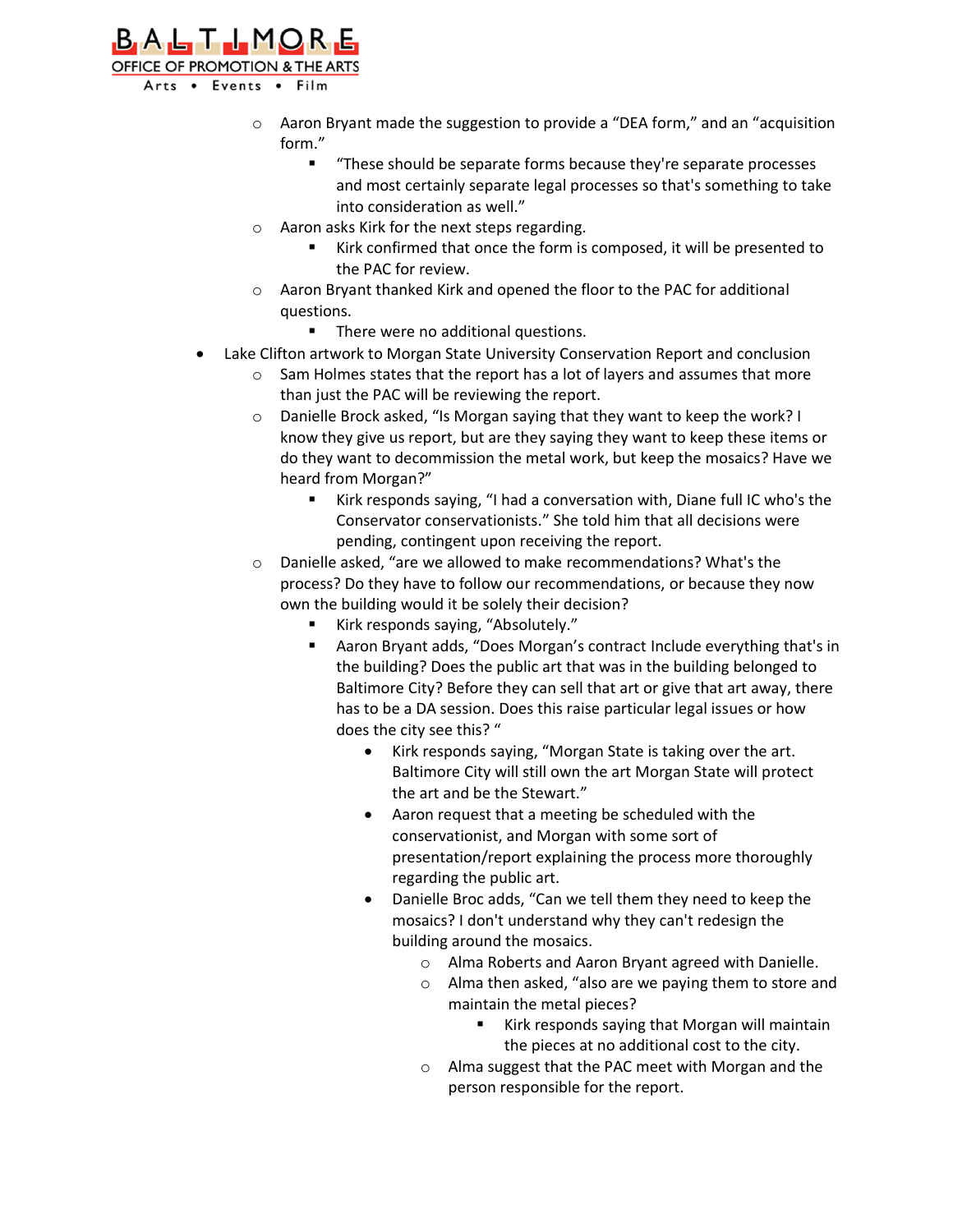- Aaron Bryant made the suggestion to provide a "DEA form," and an "acquisition form."
  - "These should be separate forms because they're separate processes and most certainly separate legal processes so that's something to take into consideration as well."
- Aaron asks Kirk for the next steps regarding.
  - Kirk confirmed that once the form is composed, it will be presented to the PAC for review.
- Aaron Bryant thanked Kirk and opened the floor to the PAC for additional questions.
  - There were no additional questions.

- Lake Clifton artwork to Morgan State University Conservation Report and conclusion
  - Sam Holmes states that the report has a lot of layers and assumes that more than just the PAC will be reviewing the report.
  - Danielle Brock asked, "Is Morgan saying that they want to keep the work? I know they give us report, but are they saying they want to keep these items or do they want to decommission the metal work, but keep the mosaics? Have we heard from Morgan?"
    - Kirk responds saying, "I had a conversation with, Diane full IC who's the Conservator conservationists." She told him that all decisions were pending, contingent upon receiving the report.
  - Danielle asked, "are we allowed to make recommendations? What's the process? Do they have to follow our recommendations, or because they now own the building would it be solely their decision?
    - Kirk responds saying, "Absolutely."
    - Aaron Bryant adds, "Does Morgan's contract Include everything that's in the building? Does the public art that was in the building belonged to Baltimore City? Before they can sell that art or give that art away, there has to be a DA session. Does this raise particular legal issues or how does the city see this? "
      - Kirk responds saying, "Morgan State is taking over the art. Baltimore City will still own the art Morgan State will protect the art and be the Stewart."
      - Aaron request that a meeting be scheduled with the conservationist, and Morgan with some sort of presentation/report explaining the process more thoroughly regarding the public art.
      - Danielle Broc adds, "Can we tell them they need to keep the mosaics? I don't understand why they can't redesign the building around the mosaics.
        - Alma Roberts and Aaron Bryant agreed with Danielle.
        - Alma then asked, "also are we paying them to store and maintain the metal pieces?
          - Kirk responds saying that Morgan will maintain the pieces at no additional cost to the city.
        - Alma suggest that the PAC meet with Morgan and the person responsible for the report.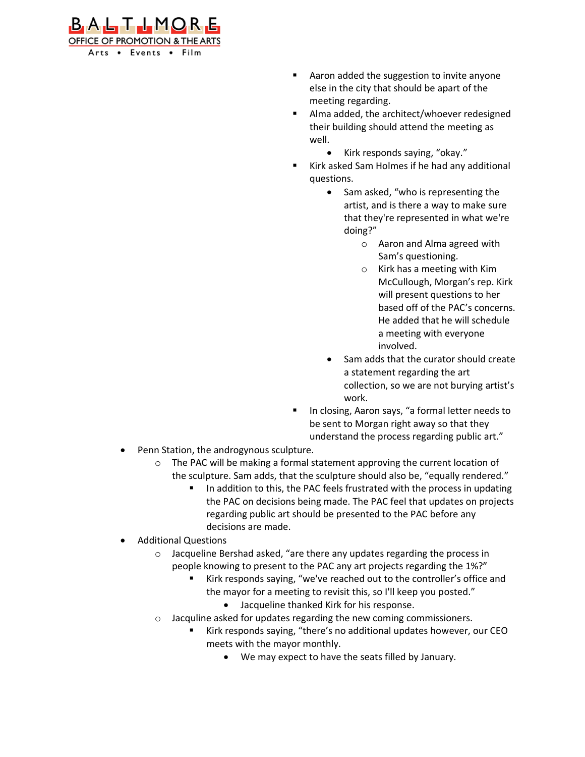- Aaron added the suggestion to invite anyone else in the city that should be apart of the meeting regarding.
- Alma added, the architect/whoever redesigned their building should attend the meeting as well.
    - Kirk responds saying, "okay."
- Kirk asked Sam Holmes if he had any additional questions.
    - Sam asked, "who is representing the artist, and is there a way to make sure that they're represented in what we're doing?"
        - Aaron and Alma agreed with Sam's questioning.
        - Kirk has a meeting with Kim McCullough, Morgan's rep. Kirk will present questions to her based off of the PAC's concerns. He added that he will schedule a meeting with everyone involved.
    - Sam adds that the curator should create a statement regarding the art collection, so we are not burying artist's work.
- In closing, Aaron says, "a formal letter needs to be sent to Morgan right away so that they understand the process regarding public art."

- Penn Station, the androgynous sculpture.
    - The PAC will be making a formal statement approving the current location of the sculpture. Sam adds, that the sculpture should also be, "equally rendered."
        - In addition to this, the PAC feels frustrated with the process in updating the PAC on decisions being made. The PAC feel that updates on projects regarding public art should be presented to the PAC before any decisions are made.
- Additional Questions
    - Jacqueline Bershad asked, "are there any updates regarding the process in people knowing to present to the PAC any art projects regarding the 1%?"
        - Kirk responds saying, "we've reached out to the controller's office and the mayor for a meeting to revisit this, so I'll keep you posted."
            - Jacqueline thanked Kirk for his response.
    - Jacquline asked for updates regarding the new coming commissioners.
        - Kirk responds saying, "there's no additional updates however, our CEO meets with the mayor monthly.
            - We may expect to have the seats filled by January.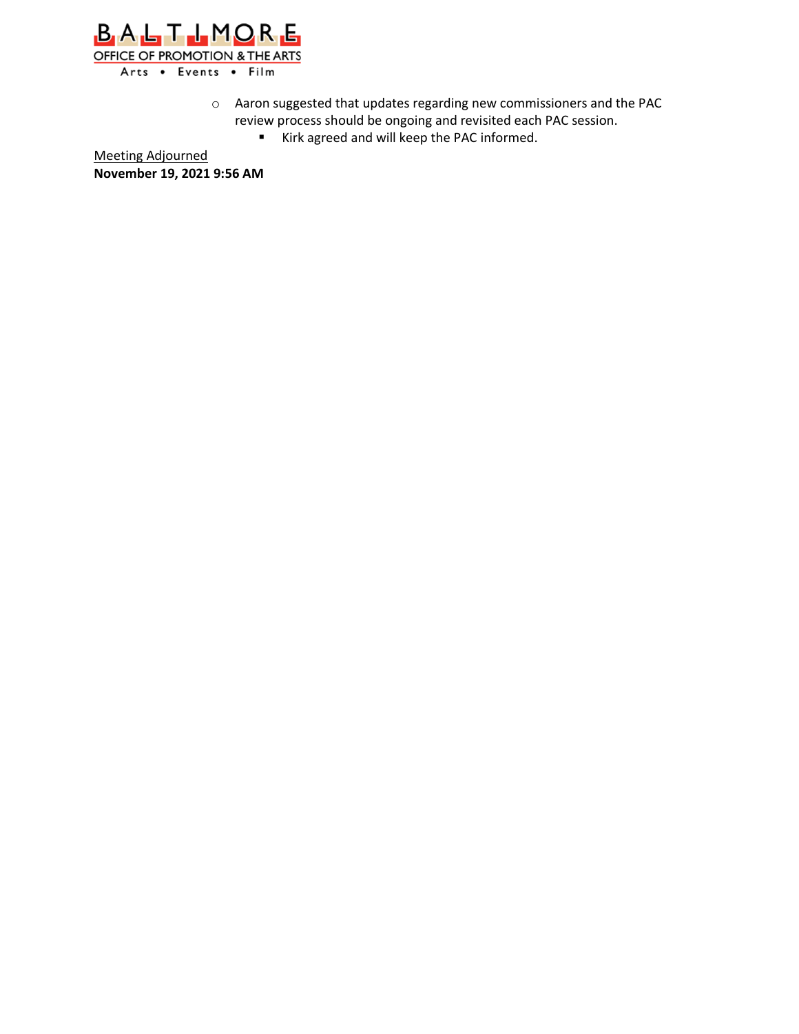- Aaron suggested that updates regarding new commissioners and the PAC review process should be ongoing and revisited each PAC session.
  - Kirk agreed and will keep the PAC informed.

Meeting Adjourned

**November 19, 2021 9:56 AM**